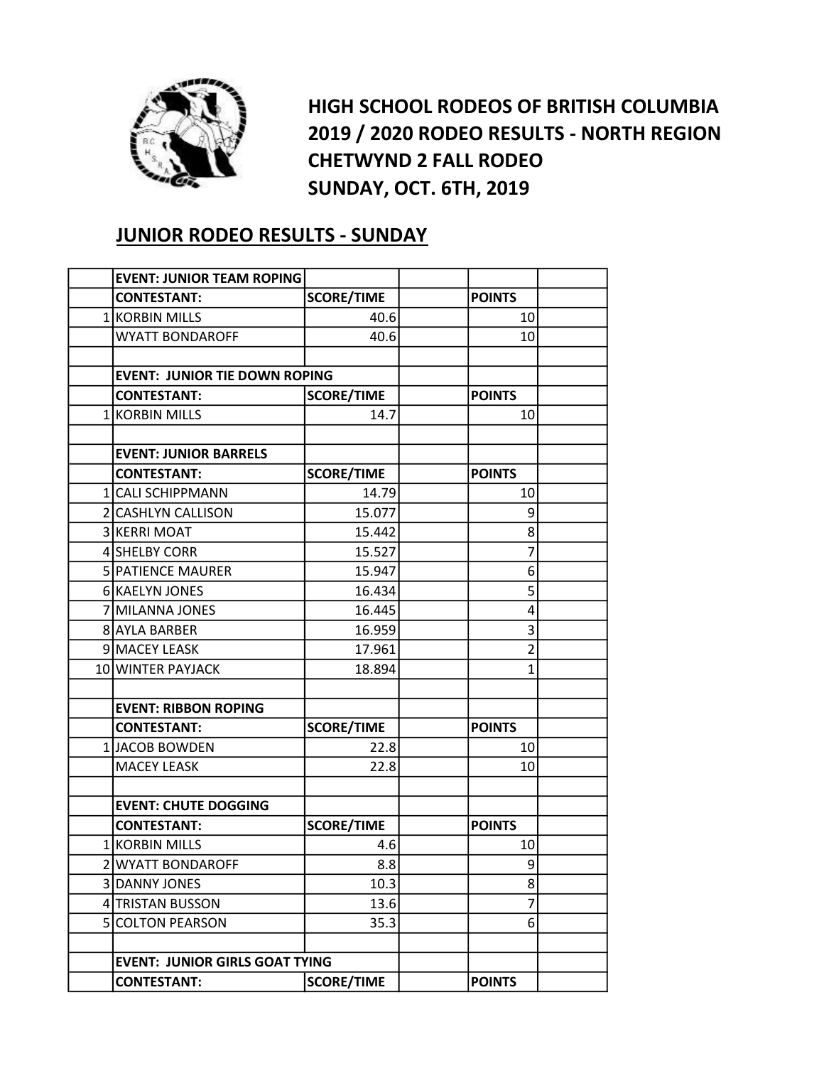# HIGH SCHOOL RODEOS OF BRITISH COLUMBIA
# 2019 / 2020 RODEO RESULTS - NORTH REGION
# CHETWYND 2 FALL RODEO
# SUNDAY, OCT. 6TH, 2019

## JUNIOR RODEO RESULTS - SUNDAY

| | EVENT: JUNIOR TEAM ROPING | | | | |
|---|---|---|---|---|---|
| | **CONTESTANT:** | **SCORE/TIME** | | **POINTS** | |
| 1 | KORBIN MILLS | 40.6 | | 10 | |
| | WYATT BONDAROFF | 40.6 | | 10 | |
| | | | | | |
| | **EVENT: JUNIOR TIE DOWN ROPING** | | | | |
| | **CONTESTANT:** | **SCORE/TIME** | | **POINTS** | |
| 1 | KORBIN MILLS | 14.7 | | 10 | |
| | | | | | |
| | **EVENT: JUNIOR BARRELS** | | | | |
| | **CONTESTANT:** | **SCORE/TIME** | | **POINTS** | |
| 1 | CALI SCHIPPMANN | 14.79 | | 10 | |
| 2 | CASHLYN CALLISON | 15.077 | | 9 | |
| 3 | KERRI MOAT | 15.442 | | 8 | |
| 4 | SHELBY CORR | 15.527 | | 7 | |
| 5 | PATIENCE MAURER | 15.947 | | 6 | |
| 6 | KAELYN JONES | 16.434 | | 5 | |
| 7 | MILANNA JONES | 16.445 | | 4 | |
| 8 | AYLA BARBER | 16.959 | | 3 | |
| 9 | MACEY LEASK | 17.961 | | 2 | |
| 10 | WINTER PAYJACK | 18.894 | | 1 | |
| | | | | | |
| | **EVENT: RIBBON ROPING** | | | | |
| | **CONTESTANT:** | **SCORE/TIME** | | **POINTS** | |
| 1 | JACOB BOWDEN | 22.8 | | 10 | |
| | MACEY LEASK | 22.8 | | 10 | |
| | | | | | |
| | **EVENT: CHUTE DOGGING** | | | | |
| | **CONTESTANT:** | **SCORE/TIME** | | **POINTS** | |
| 1 | KORBIN MILLS | 4.6 | | 10 | |
| 2 | WYATT BONDAROFF | 8.8 | | 9 | |
| 3 | DANNY JONES | 10.3 | | 8 | |
| 4 | TRISTAN BUSSON | 13.6 | | 7 | |
| 5 | COLTON PEARSON | 35.3 | | 6 | |
| | | | | | |
| | **EVENT: JUNIOR GIRLS GOAT TYING** | | | | |
| | **CONTESTANT:** | **SCORE/TIME** | | **POINTS** | |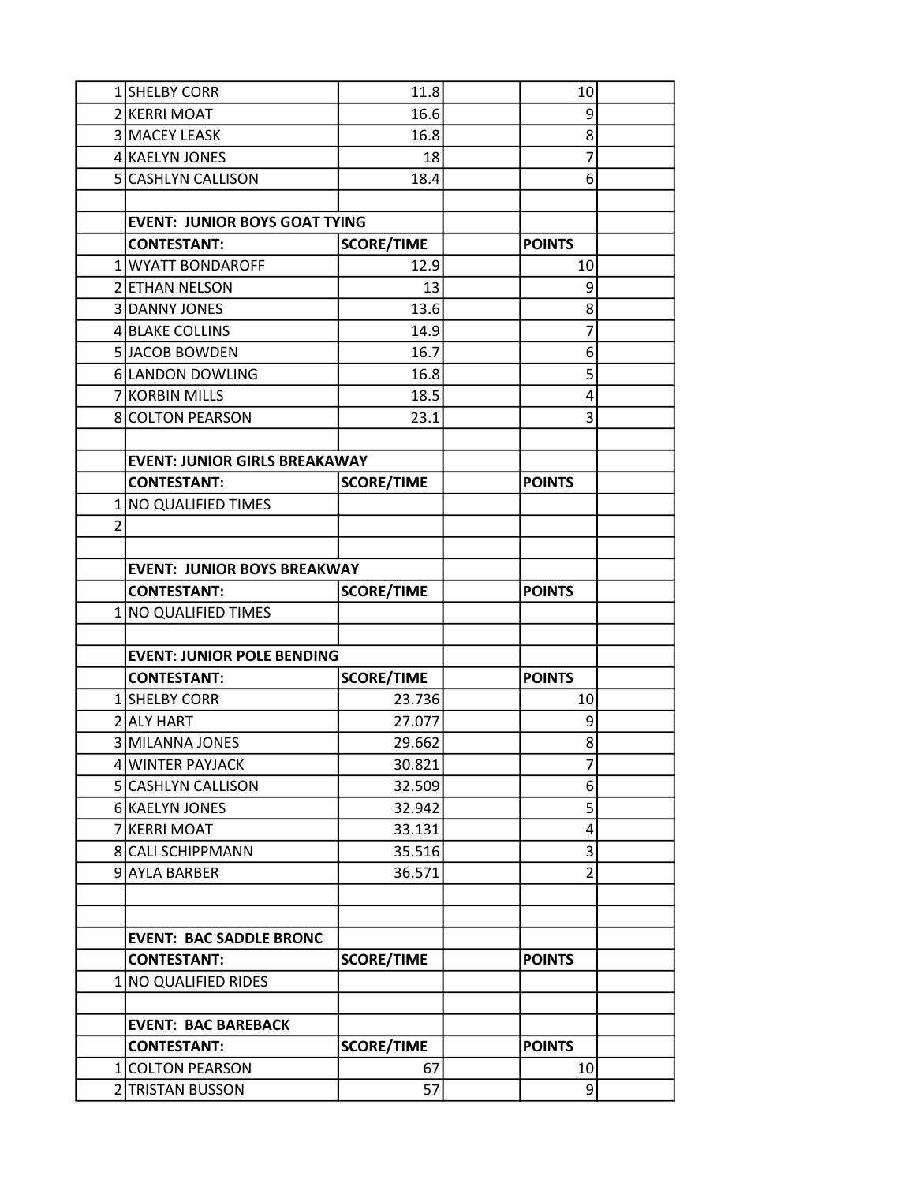| | | | | | |
|---|---|---|---|---|---|
| 1 | SHELBY CORR | 11.8 | | 10 | |
| 2 | KERRI MOAT | 16.6 | | 9 | |
| 3 | MACEY LEASK | 16.8 | | 8 | |
| 4 | KAELYN JONES | 18 | | 7 | |
| 5 | CASHLYN CALLISON | 18.4 | | 6 | |
| | | | | | |
| | **EVENT: JUNIOR BOYS GOAT TYING** | | | | |
| | **CONTESTANT:** | **SCORE/TIME** | | **POINTS** | |
| 1 | WYATT BONDAROFF | 12.9 | | 10 | |
| 2 | ETHAN NELSON | 13 | | 9 | |
| 3 | DANNY JONES | 13.6 | | 8 | |
| 4 | BLAKE COLLINS | 14.9 | | 7 | |
| 5 | JACOB BOWDEN | 16.7 | | 6 | |
| 6 | LANDON DOWLING | 16.8 | | 5 | |
| 7 | KORBIN MILLS | 18.5 | | 4 | |
| 8 | COLTON PEARSON | 23.1 | | 3 | |
| | | | | | |
| | **EVENT: JUNIOR GIRLS BREAKAWAY** | | | | |
| | **CONTESTANT:** | **SCORE/TIME** | | **POINTS** | |
| 1 | NO QUALIFIED TIMES | | | | |
| 2 | | | | | |
| | | | | | |
| | **EVENT: JUNIOR BOYS BREAKWAY** | | | | |
| | **CONTESTANT:** | **SCORE/TIME** | | **POINTS** | |
| 1 | NO QUALIFIED TIMES | | | | |
| | | | | | |
| | **EVENT: JUNIOR POLE BENDING** | | | | |
| | **CONTESTANT:** | **SCORE/TIME** | | **POINTS** | |
| 1 | SHELBY CORR | 23.736 | | 10 | |
| 2 | ALY HART | 27.077 | | 9 | |
| 3 | MILANNA JONES | 29.662 | | 8 | |
| 4 | WINTER PAYJACK | 30.821 | | 7 | |
| 5 | CASHLYN CALLISON | 32.509 | | 6 | |
| 6 | KAELYN JONES | 32.942 | | 5 | |
| 7 | KERRI MOAT | 33.131 | | 4 | |
| 8 | CALI SCHIPPMANN | 35.516 | | 3 | |
| 9 | AYLA BARBER | 36.571 | | 2 | |
| | | | | | |
| | | | | | |
| | **EVENT: BAC SADDLE BRONC** | | | | |
| | **CONTESTANT:** | **SCORE/TIME** | | **POINTS** | |
| 1 | NO QUALIFIED RIDES | | | | |
| | | | | | |
| | **EVENT: BAC BAREBACK** | | | | |
| | **CONTESTANT:** | **SCORE/TIME** | | **POINTS** | |
| 1 | COLTON PEARSON | 67 | | 10 | |
| 2 | TRISTAN BUSSON | 57 | | 9 | |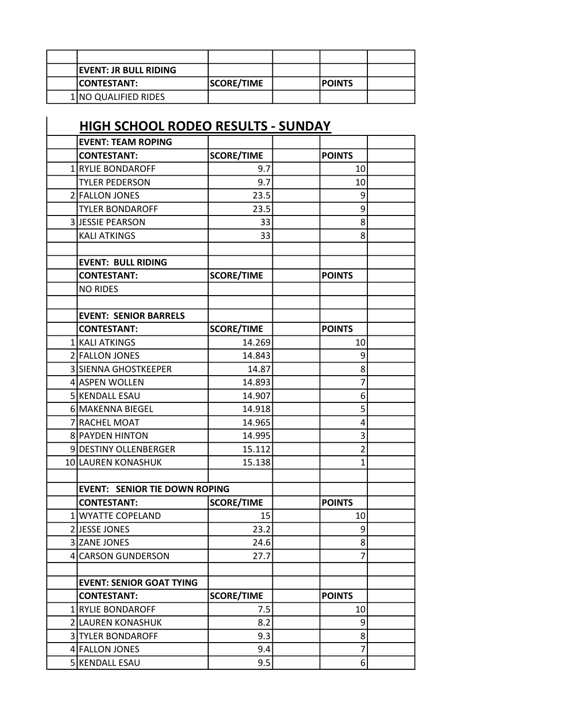| | | | | | |
|---|---|---|---|---|---|
| | **EVENT: JR BULL RIDING** | | | | |
| | **CONTESTANT:** | **SCORE/TIME** | | **POINTS** | |
| 1 | NO QUALIFIED RIDES | | | | |

## HIGH SCHOOL RODEO RESULTS - SUNDAY

| | | | | | |
|---|---|---|---|---|---|
| | **EVENT: TEAM ROPING** | | | | |
| | **CONTESTANT:** | **SCORE/TIME** | | **POINTS** | |
| 1 | RYLIE BONDAROFF | 9.7 | | 10 | |
| | TYLER PEDERSON | 9.7 | | 10 | |
| 2 | FALLON JONES | 23.5 | | 9 | |
| | TYLER BONDAROFF | 23.5 | | 9 | |
| 3 | JESSIE PEARSON | 33 | | 8 | |
| | KALI ATKINGS | 33 | | 8 | |
| | | | | | |
| | **EVENT: BULL RIDING** | | | | |
| | **CONTESTANT:** | **SCORE/TIME** | | **POINTS** | |
| | NO RIDES | | | | |
| | | | | | |
| | **EVENT: SENIOR BARRELS** | | | | |
| | **CONTESTANT:** | **SCORE/TIME** | | **POINTS** | |
| 1 | KALI ATKINGS | 14.269 | | 10 | |
| 2 | FALLON JONES | 14.843 | | 9 | |
| 3 | SIENNA GHOSTKEEPER | 14.87 | | 8 | |
| 4 | ASPEN WOLLEN | 14.893 | | 7 | |
| 5 | KENDALL ESAU | 14.907 | | 6 | |
| 6 | MAKENNA BIEGEL | 14.918 | | 5 | |
| 7 | RACHEL MOAT | 14.965 | | 4 | |
| 8 | PAYDEN HINTON | 14.995 | | 3 | |
| 9 | DESTINY OLLENBERGER | 15.112 | | 2 | |
| 10 | LAUREN KONASHUK | 15.138 | | 1 | |
| | | | | | |
| | **EVENT: SENIOR TIE DOWN ROPING** | | | | |
| | **CONTESTANT:** | **SCORE/TIME** | | **POINTS** | |
| 1 | WYATTE COPELAND | 15 | | 10 | |
| 2 | JESSE JONES | 23.2 | | 9 | |
| 3 | ZANE JONES | 24.6 | | 8 | |
| 4 | CARSON GUNDERSON | 27.7 | | 7 | |
| | | | | | |
| | **EVENT: SENIOR GOAT TYING** | | | | |
| | **CONTESTANT:** | **SCORE/TIME** | | **POINTS** | |
| 1 | RYLIE BONDAROFF | 7.5 | | 10 | |
| 2 | LAUREN KONASHUK | 8.2 | | 9 | |
| 3 | TYLER BONDAROFF | 9.3 | | 8 | |
| 4 | FALLON JONES | 9.4 | | 7 | |
| 5 | KENDALL ESAU | 9.5 | | 6 | |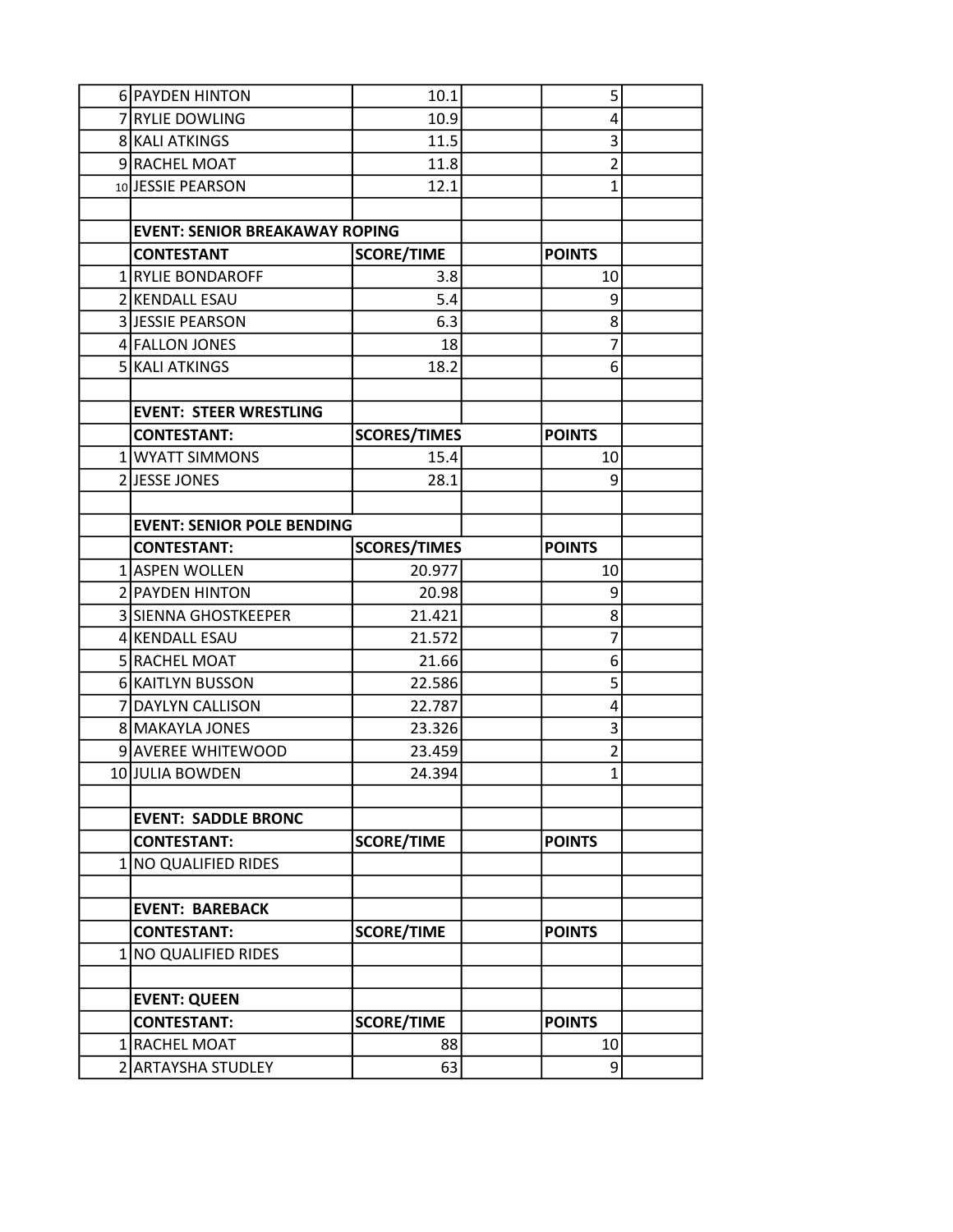| | | | | | |
|---|---|---|---|---|---|
| 6 | PAYDEN HINTON | 10.1 | | 5 | |
| 7 | RYLIE DOWLING | 10.9 | | 4 | |
| 8 | KALI ATKINGS | 11.5 | | 3 | |
| 9 | RACHEL MOAT | 11.8 | | 2 | |
| 10 | JESSIE PEARSON | 12.1 | | 1 | |
| | | | | | |
| | **EVENT: SENIOR BREAKAWAY ROPING** | | | | |
| | **CONTESTANT** | **SCORE/TIME** | | **POINTS** | |
| 1 | RYLIE BONDAROFF | 3.8 | | 10 | |
| 2 | KENDALL ESAU | 5.4 | | 9 | |
| 3 | JESSIE PEARSON | 6.3 | | 8 | |
| 4 | FALLON JONES | 18 | | 7 | |
| 5 | KALI ATKINGS | 18.2 | | 6 | |
| | | | | | |
| | **EVENT: STEER WRESTLING** | | | | |
| | **CONTESTANT:** | **SCORES/TIMES** | | **POINTS** | |
| 1 | WYATT SIMMONS | 15.4 | | 10 | |
| 2 | JESSE JONES | 28.1 | | 9 | |
| | | | | | |
| | **EVENT: SENIOR POLE BENDING** | | | | |
| | **CONTESTANT:** | **SCORES/TIMES** | | **POINTS** | |
| 1 | ASPEN WOLLEN | 20.977 | | 10 | |
| 2 | PAYDEN HINTON | 20.98 | | 9 | |
| 3 | SIENNA GHOSTKEEPER | 21.421 | | 8 | |
| 4 | KENDALL ESAU | 21.572 | | 7 | |
| 5 | RACHEL MOAT | 21.66 | | 6 | |
| 6 | KAITLYN BUSSON | 22.586 | | 5 | |
| 7 | DAYLYN CALLISON | 22.787 | | 4 | |
| 8 | MAKAYLA JONES | 23.326 | | 3 | |
| 9 | AVEREE WHITEWOOD | 23.459 | | 2 | |
| 10 | JULIA BOWDEN | 24.394 | | 1 | |
| | | | | | |
| | **EVENT: SADDLE BRONC** | | | | |
| | **CONTESTANT:** | **SCORE/TIME** | | **POINTS** | |
| 1 | NO QUALIFIED RIDES | | | | |
| | | | | | |
| | **EVENT: BAREBACK** | | | | |
| | **CONTESTANT:** | **SCORE/TIME** | | **POINTS** | |
| 1 | NO QUALIFIED RIDES | | | | |
| | | | | | |
| | **EVENT: QUEEN** | | | | |
| | **CONTESTANT:** | **SCORE/TIME** | | **POINTS** | |
| 1 | RACHEL MOAT | 88 | | 10 | |
| 2 | ARTAYSHA STUDLEY | 63 | | 9 | |